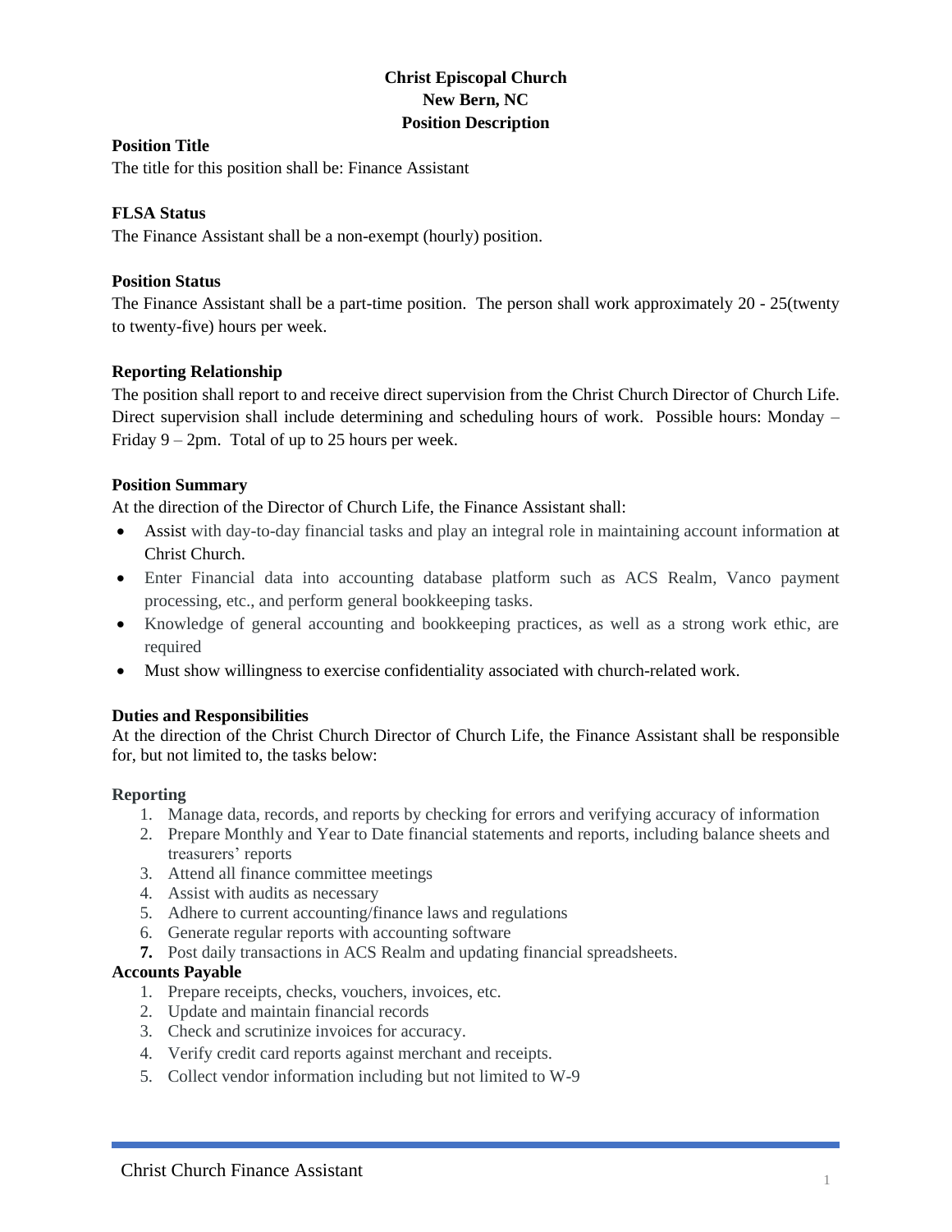**Christ Episcopal Church**
**New Bern, NC**
**Position Description**

**Position Title**

The title for this position shall be: Finance Assistant

**FLSA Status**

The Finance Assistant shall be a non-exempt (hourly) position.

**Position Status**

The Finance Assistant shall be a part-time position. The person shall work approximately 20 - 25(twenty to twenty-five) hours per week.

**Reporting Relationship**

The position shall report to and receive direct supervision from the Christ Church Director of Church Life. Direct supervision shall include determining and scheduling hours of work. Possible hours: Monday – Friday 9 – 2pm. Total of up to 25 hours per week.

**Position Summary**

At the direction of the Director of Church Life, the Finance Assistant shall:

- Assist with day-to-day financial tasks and play an integral role in maintaining account information at Christ Church.
- Enter Financial data into accounting database platform such as ACS Realm, Vanco payment processing, etc., and perform general bookkeeping tasks.
- Knowledge of general accounting and bookkeeping practices, as well as a strong work ethic, are required
- Must show willingness to exercise confidentiality associated with church-related work.

**Duties and Responsibilities**

At the direction of the Christ Church Director of Church Life, the Finance Assistant shall be responsible for, but not limited to, the tasks below:

**Reporting**

1. Manage data, records, and reports by checking for errors and verifying accuracy of information
2. Prepare Monthly and Year to Date financial statements and reports, including balance sheets and treasurers' reports
3. Attend all finance committee meetings
4. Assist with audits as necessary
5. Adhere to current accounting/finance laws and regulations
6. Generate regular reports with accounting software
7. Post daily transactions in ACS Realm and updating financial spreadsheets.

**Accounts Payable**

1. Prepare receipts, checks, vouchers, invoices, etc.
2. Update and maintain financial records
3. Check and scrutinize invoices for accuracy.
4. Verify credit card reports against merchant and receipts.
5. Collect vendor information including but not limited to W-9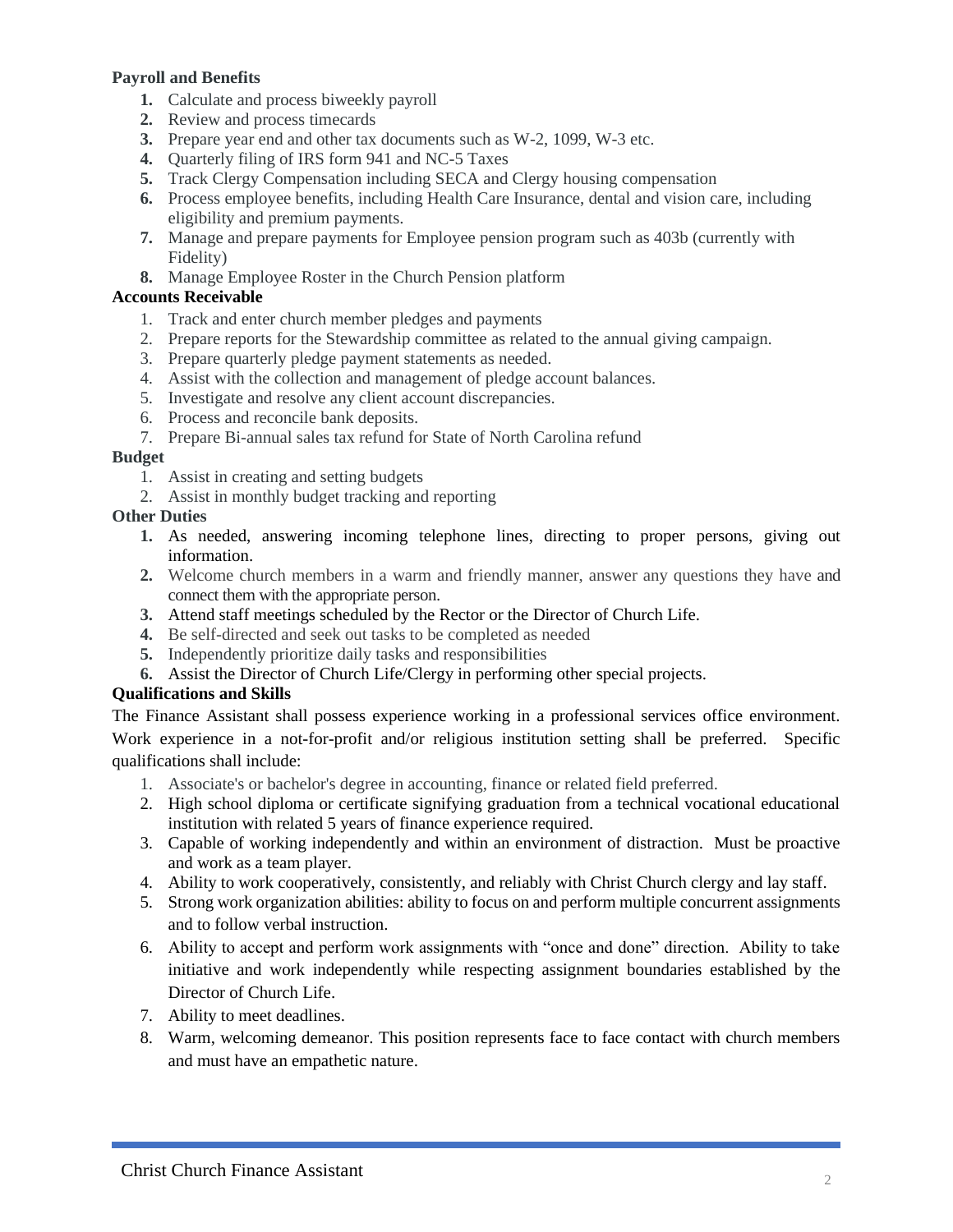**Payroll and Benefits**

1. Calculate and process biweekly payroll
2. Review and process timecards
3. Prepare year end and other tax documents such as W-2, 1099, W-3 etc.
4. Quarterly filing of IRS form 941 and NC-5 Taxes
5. Track Clergy Compensation including SECA and Clergy housing compensation
6. Process employee benefits, including Health Care Insurance, dental and vision care, including eligibility and premium payments.
7. Manage and prepare payments for Employee pension program such as 403b (currently with Fidelity)
8. Manage Employee Roster in the Church Pension platform

**Accounts Receivable**

1. Track and enter church member pledges and payments
2. Prepare reports for the Stewardship committee as related to the annual giving campaign.
3. Prepare quarterly pledge payment statements as needed.
4. Assist with the collection and management of pledge account balances.
5. Investigate and resolve any client account discrepancies.
6. Process and reconcile bank deposits.
7. Prepare Bi-annual sales tax refund for State of North Carolina refund

**Budget**

1. Assist in creating and setting budgets
2. Assist in monthly budget tracking and reporting

**Other Duties**

1. As needed, answering incoming telephone lines, directing to proper persons, giving out information.
2. Welcome church members in a warm and friendly manner, answer any questions they have and connect them with the appropriate person.
3. Attend staff meetings scheduled by the Rector or the Director of Church Life.
4. Be self-directed and seek out tasks to be completed as needed
5. Independently prioritize daily tasks and responsibilities
6. Assist the Director of Church Life/Clergy in performing other special projects.

**Qualifications and Skills**

The Finance Assistant shall possess experience working in a professional services office environment. Work experience in a not-for-profit and/or religious institution setting shall be preferred. Specific qualifications shall include:

1. Associate's or bachelor's degree in accounting, finance or related field preferred.
2. High school diploma or certificate signifying graduation from a technical vocational educational institution with related 5 years of finance experience required.
3. Capable of working independently and within an environment of distraction. Must be proactive and work as a team player.
4. Ability to work cooperatively, consistently, and reliably with Christ Church clergy and lay staff.
5. Strong work organization abilities: ability to focus on and perform multiple concurrent assignments and to follow verbal instruction.
6. Ability to accept and perform work assignments with "once and done" direction. Ability to take initiative and work independently while respecting assignment boundaries established by the Director of Church Life.
7. Ability to meet deadlines.
8. Warm, welcoming demeanor. This position represents face to face contact with church members and must have an empathetic nature.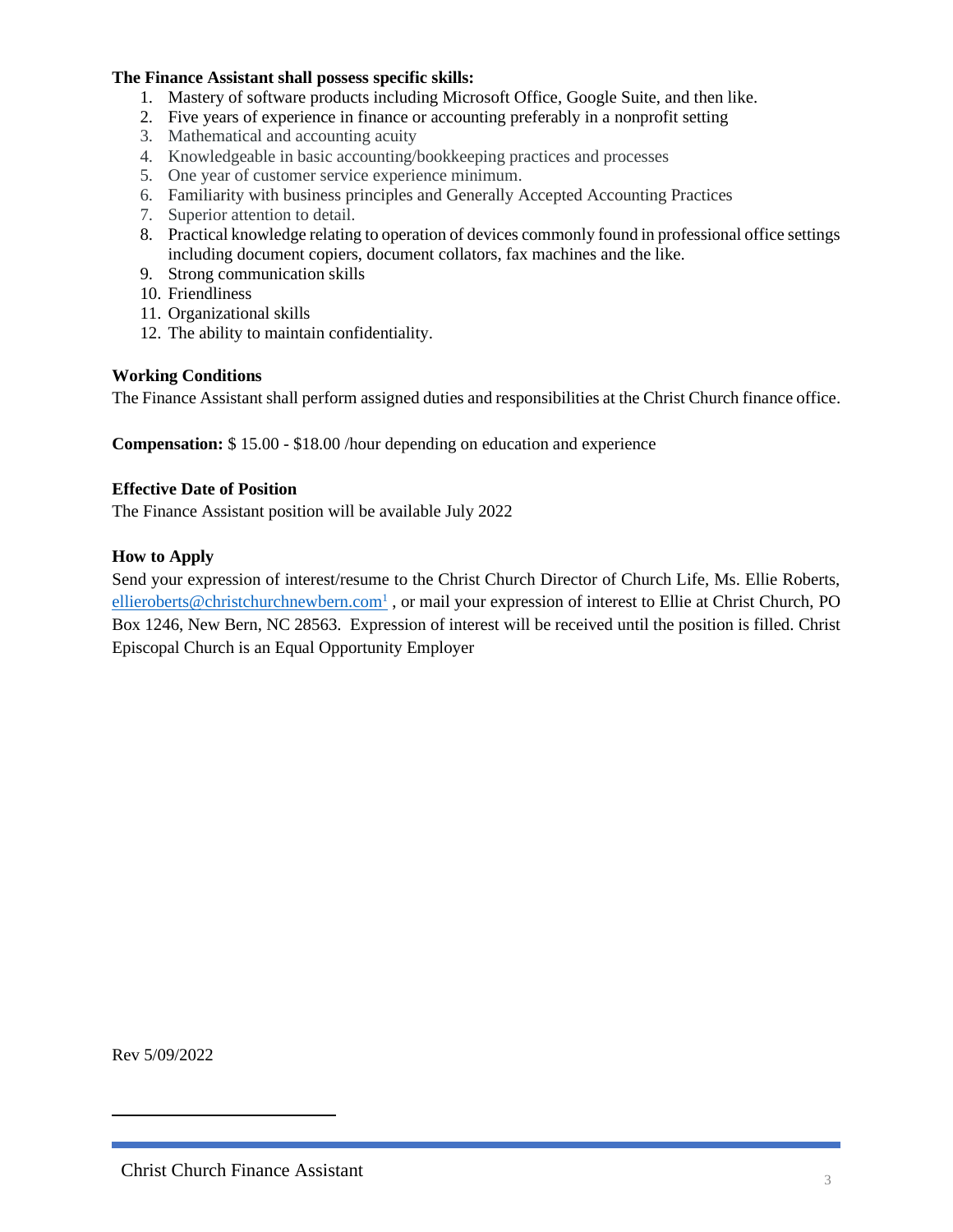**The Finance Assistant shall possess specific skills:**

1. Mastery of software products including Microsoft Office, Google Suite, and then like.
2. Five years of experience in finance or accounting preferably in a nonprofit setting
3. Mathematical and accounting acuity
4. Knowledgeable in basic accounting/bookkeeping practices and processes
5. One year of customer service experience minimum.
6. Familiarity with business principles and Generally Accepted Accounting Practices
7. Superior attention to detail.
8. Practical knowledge relating to operation of devices commonly found in professional office settings including document copiers, document collators, fax machines and the like.
9. Strong communication skills
10. Friendliness
11. Organizational skills
12. The ability to maintain confidentiality.

**Working Conditions**

The Finance Assistant shall perform assigned duties and responsibilities at the Christ Church finance office.

**Compensation:** $ 15.00 - $18.00 /hour depending on education and experience

**Effective Date of Position**

The Finance Assistant position will be available July 2022

**How to Apply**

Send your expression of interest/resume to the Christ Church Director of Church Life, Ms. Ellie Roberts, ellieroberts@christchurchnewbern.com[1] , or mail your expression of interest to Ellie at Christ Church, PO Box 1246, New Bern, NC 28563. Expression of interest will be received until the position is filled. Christ Episcopal Church is an Equal Opportunity Employer

Rev 5/09/2022